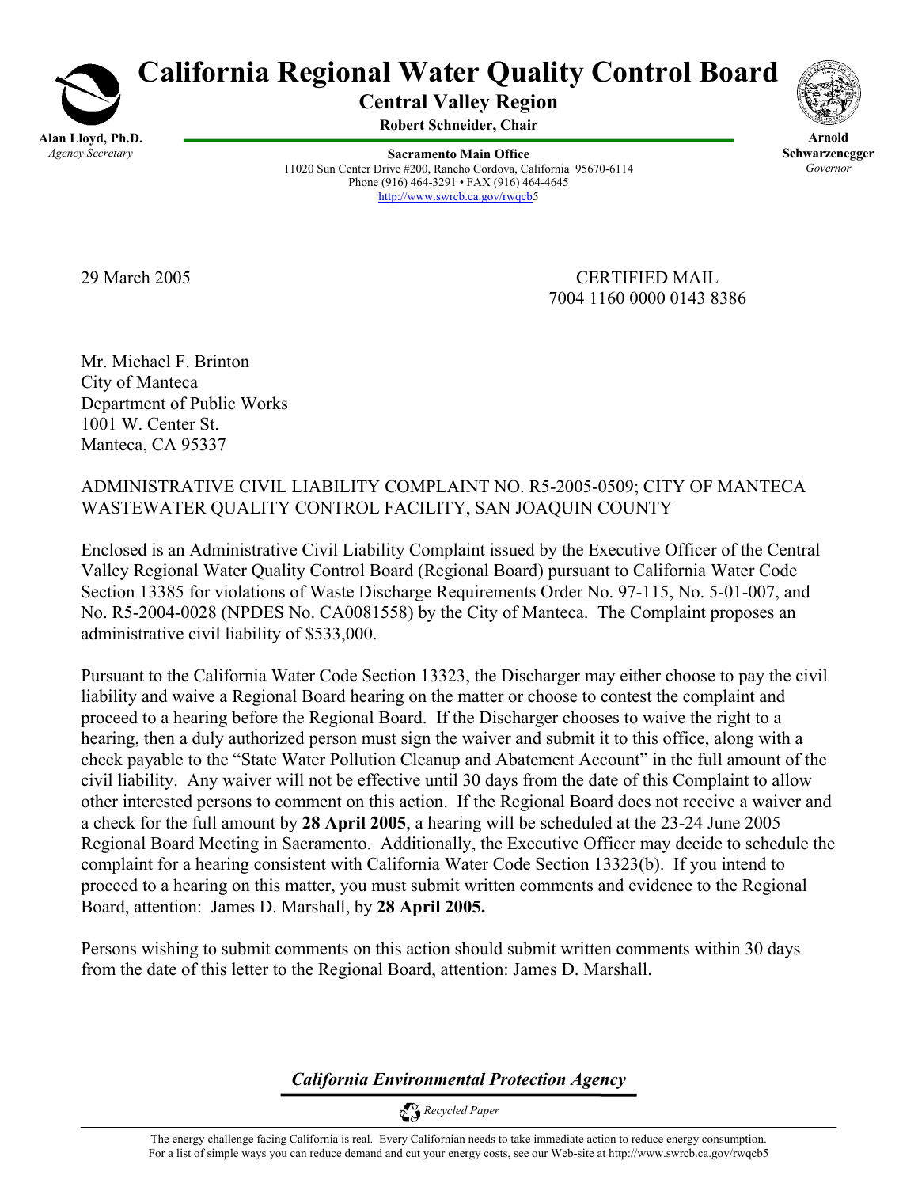# California Regional Water Quality Control Board

## Central Valley Region

**Robert Schneider, Chair**

**Alan Lloyd, Ph.D.**
*Agency Secretary*

**Sacramento Main Office**
11020 Sun Center Drive #200, Rancho Cordova, California 95670-6114
Phone (916) 464-3291 • FAX (916) 464-4645
http://www.swrcb.ca.gov/rwqcb5

**Arnold Schwarzenegger**
*Governor*

29 March 2005

CERTIFIED MAIL
7004 1160 0000 0143 8386

Mr. Michael F. Brinton
City of Manteca
Department of Public Works
1001 W. Center St.
Manteca, CA 95337

ADMINISTRATIVE CIVIL LIABILITY COMPLAINT NO. R5-2005-0509; CITY OF MANTECA WASTEWATER QUALITY CONTROL FACILITY, SAN JOAQUIN COUNTY

Enclosed is an Administrative Civil Liability Complaint issued by the Executive Officer of the Central Valley Regional Water Quality Control Board (Regional Board) pursuant to California Water Code Section 13385 for violations of Waste Discharge Requirements Order No. 97-115, No. 5-01-007, and No. R5-2004-0028 (NPDES No. CA0081558) by the City of Manteca. The Complaint proposes an administrative civil liability of $533,000.

Pursuant to the California Water Code Section 13323, the Discharger may either choose to pay the civil liability and waive a Regional Board hearing on the matter or choose to contest the complaint and proceed to a hearing before the Regional Board. If the Discharger chooses to waive the right to a hearing, then a duly authorized person must sign the waiver and submit it to this office, along with a check payable to the "State Water Pollution Cleanup and Abatement Account" in the full amount of the civil liability. Any waiver will not be effective until 30 days from the date of this Complaint to allow other interested persons to comment on this action. If the Regional Board does not receive a waiver and a check for the full amount by **28 April 2005**, a hearing will be scheduled at the 23-24 June 2005 Regional Board Meeting in Sacramento. Additionally, the Executive Officer may decide to schedule the complaint for a hearing consistent with California Water Code Section 13323(b). If you intend to proceed to a hearing on this matter, you must submit written comments and evidence to the Regional Board, attention: James D. Marshall, by **28 April 2005.**

Persons wishing to submit comments on this action should submit written comments within 30 days from the date of this letter to the Regional Board, attention: James D. Marshall.

***California Environmental Protection Agency***

*Recycled Paper*

The energy challenge facing California is real. Every Californian needs to take immediate action to reduce energy consumption. For a list of simple ways you can reduce demand and cut your energy costs, see our Web-site at http://www.swrcb.ca.gov/rwqcb5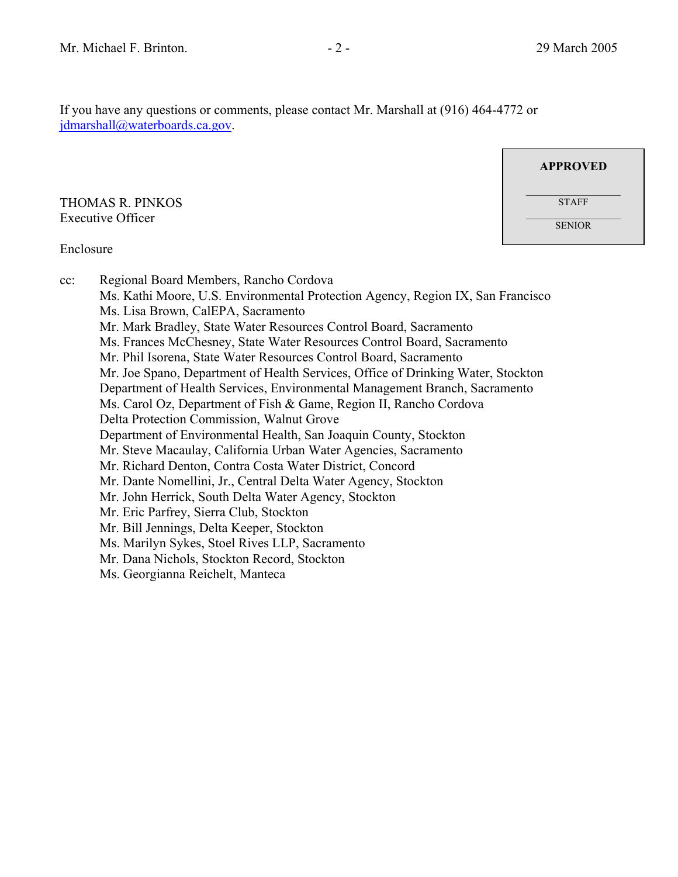If you have any questions or comments, please contact Mr. Marshall at (916) 464-4772 or jdmarshall@waterboards.ca.gov.

**APPROVED**

STAFF

SENIOR

THOMAS R. PINKOS
Executive Officer

Enclosure

cc: Regional Board Members, Rancho Cordova
Ms. Kathi Moore, U.S. Environmental Protection Agency, Region IX, San Francisco
Ms. Lisa Brown, CalEPA, Sacramento
Mr. Mark Bradley, State Water Resources Control Board, Sacramento
Ms. Frances McChesney, State Water Resources Control Board, Sacramento
Mr. Phil Isorena, State Water Resources Control Board, Sacramento
Mr. Joe Spano, Department of Health Services, Office of Drinking Water, Stockton
Department of Health Services, Environmental Management Branch, Sacramento
Ms. Carol Oz, Department of Fish & Game, Region II, Rancho Cordova
Delta Protection Commission, Walnut Grove
Department of Environmental Health, San Joaquin County, Stockton
Mr. Steve Macaulay, California Urban Water Agencies, Sacramento
Mr. Richard Denton, Contra Costa Water District, Concord
Mr. Dante Nomellini, Jr., Central Delta Water Agency, Stockton
Mr. John Herrick, South Delta Water Agency, Stockton
Mr. Eric Parfrey, Sierra Club, Stockton
Mr. Bill Jennings, Delta Keeper, Stockton
Ms. Marilyn Sykes, Stoel Rives LLP, Sacramento
Mr. Dana Nichols, Stockton Record, Stockton
Ms. Georgianna Reichelt, Manteca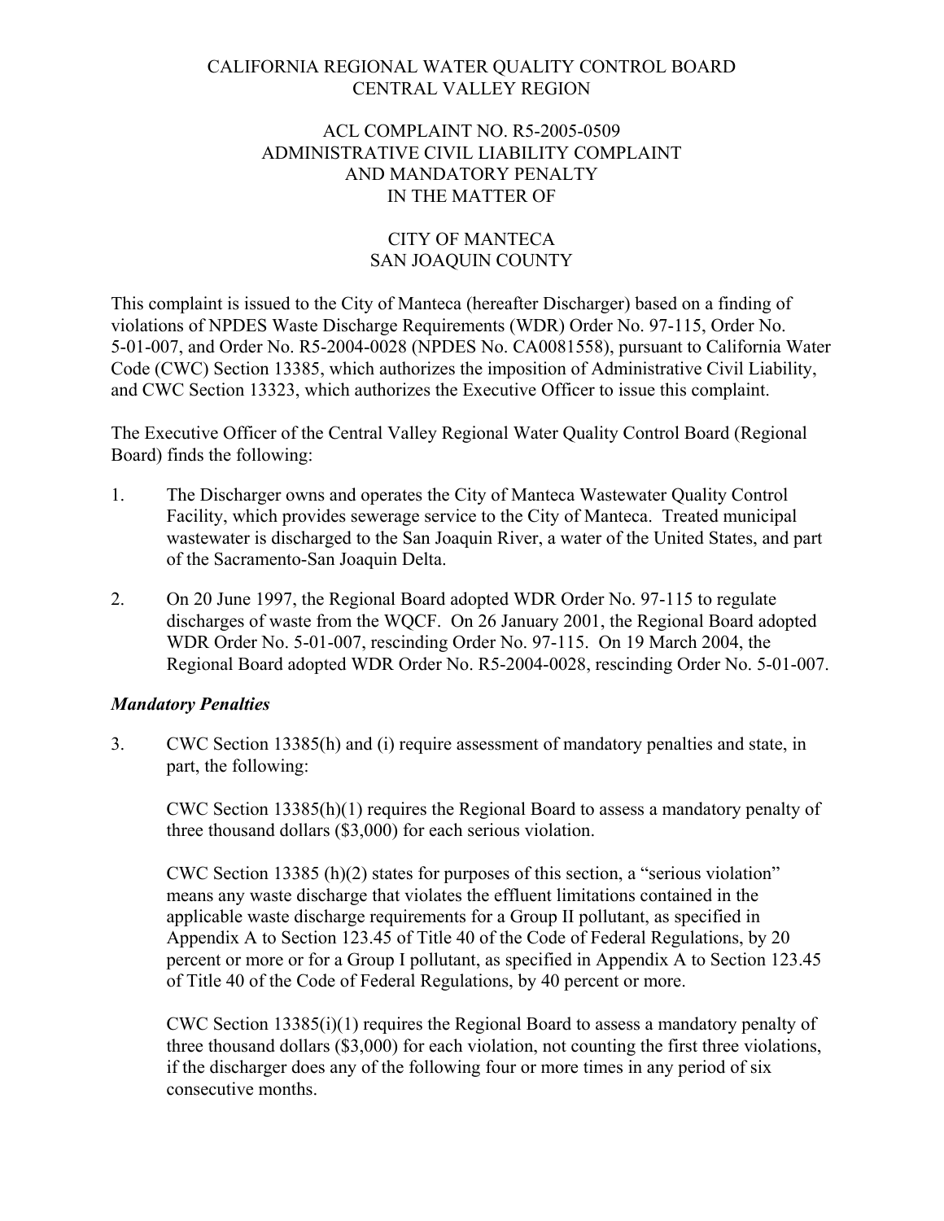CALIFORNIA REGIONAL WATER QUALITY CONTROL BOARD
CENTRAL VALLEY REGION

ACL COMPLAINT NO. R5-2005-0509
ADMINISTRATIVE CIVIL LIABILITY COMPLAINT
AND MANDATORY PENALTY
IN THE MATTER OF

CITY OF MANTECA
SAN JOAQUIN COUNTY

This complaint is issued to the City of Manteca (hereafter Discharger) based on a finding of violations of NPDES Waste Discharge Requirements (WDR) Order No. 97-115, Order No. 5-01-007, and Order No. R5-2004-0028 (NPDES No. CA0081558), pursuant to California Water Code (CWC) Section 13385, which authorizes the imposition of Administrative Civil Liability, and CWC Section 13323, which authorizes the Executive Officer to issue this complaint.

The Executive Officer of the Central Valley Regional Water Quality Control Board (Regional Board) finds the following:

1. The Discharger owns and operates the City of Manteca Wastewater Quality Control Facility, which provides sewerage service to the City of Manteca. Treated municipal wastewater is discharged to the San Joaquin River, a water of the United States, and part of the Sacramento-San Joaquin Delta.

2. On 20 June 1997, the Regional Board adopted WDR Order No. 97-115 to regulate discharges of waste from the WQCF. On 26 January 2001, the Regional Board adopted WDR Order No. 5-01-007, rescinding Order No. 97-115. On 19 March 2004, the Regional Board adopted WDR Order No. R5-2004-0028, rescinding Order No. 5-01-007.

***Mandatory Penalties***

3. CWC Section 13385(h) and (i) require assessment of mandatory penalties and state, in part, the following:

   CWC Section 13385(h)(1) requires the Regional Board to assess a mandatory penalty of three thousand dollars ($3,000) for each serious violation.

   CWC Section 13385 (h)(2) states for purposes of this section, a "serious violation" means any waste discharge that violates the effluent limitations contained in the applicable waste discharge requirements for a Group II pollutant, as specified in Appendix A to Section 123.45 of Title 40 of the Code of Federal Regulations, by 20 percent or more or for a Group I pollutant, as specified in Appendix A to Section 123.45 of Title 40 of the Code of Federal Regulations, by 40 percent or more.

   CWC Section 13385(i)(1) requires the Regional Board to assess a mandatory penalty of three thousand dollars ($3,000) for each violation, not counting the first three violations, if the discharger does any of the following four or more times in any period of six consecutive months.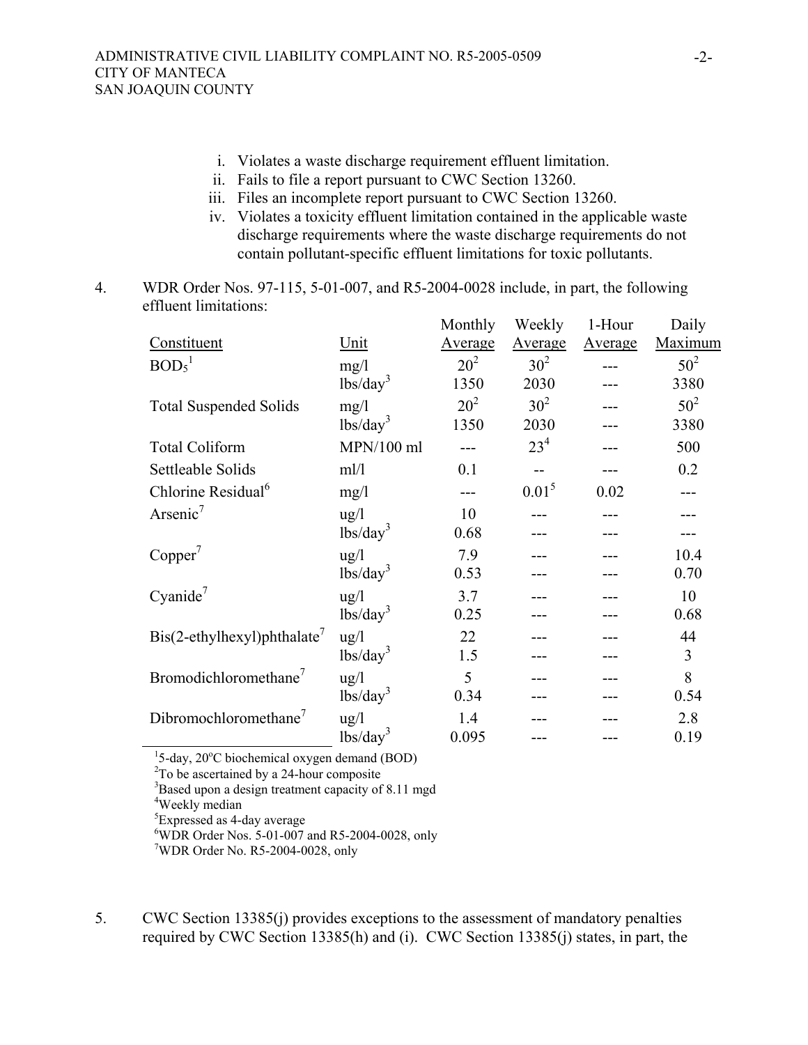i. Violates a waste discharge requirement effluent limitation.
ii. Fails to file a report pursuant to CWC Section 13260.
iii. Files an incomplete report pursuant to CWC Section 13260.
iv. Violates a toxicity effluent limitation contained in the applicable waste discharge requirements where the waste discharge requirements do not contain pollutant-specific effluent limitations for toxic pollutants.

4. WDR Order Nos. 97-115, 5-01-007, and R5-2004-0028 include, in part, the following effluent limitations:

| Constituent | Unit | Monthly Average | Weekly Average | 1-Hour Average | Daily Maximum |
|---|---|---|---|---|---|
| $BOD_5$[1] | mg/l | 20[2] | 30[2] | --- | 50[2] |
| | lbs/day[3] | 1350 | 2030 | --- | 3380 |
| Total Suspended Solids | mg/l | 20[2] | 30[2] | --- | 50[2] |
| | lbs/day[3] | 1350 | 2030 | --- | 3380 |
| Total Coliform | MPN/100 ml | --- | 23[4] | --- | 500 |
| Settleable Solids | ml/l | 0.1 | -- | --- | 0.2 |
| Chlorine Residual[6] | mg/l | --- | 0.01[5] | 0.02 | --- |
| Arsenic[7] | ug/l | 10 | --- | --- | --- |
| | lbs/day[3] | 0.68 | --- | --- | --- |
| Copper[7] | ug/l | 7.9 | --- | --- | 10.4 |
| | lbs/day[3] | 0.53 | --- | --- | 0.70 |
| Cyanide[7] | ug/l | 3.7 | --- | --- | 10 |
| | lbs/day[3] | 0.25 | --- | --- | 0.68 |
| Bis(2-ethylhexyl)phthalate[7] | ug/l | 22 | --- | --- | 44 |
| | lbs/day[3] | 1.5 | --- | --- | 3 |
| Bromodichloromethane[7] | ug/l | 5 | --- | --- | 8 |
| | lbs/day[3] | 0.34 | --- | --- | 0.54 |
| Dibromochloromethane[7] | ug/l | 1.4 | --- | --- | 2.8 |
| | lbs/day[3] | 0.095 | --- | --- | 0.19 |

[1]5-day, 20°C biochemical oxygen demand (BOD)
[2]To be ascertained by a 24-hour composite
[3]Based upon a design treatment capacity of 8.11 mgd
[4]Weekly median
[5]Expressed as 4-day average
[6]WDR Order Nos. 5-01-007 and R5-2004-0028, only
[7]WDR Order No. R5-2004-0028, only

5. CWC Section 13385(j) provides exceptions to the assessment of mandatory penalties required by CWC Section 13385(h) and (i). CWC Section 13385(j) states, in part, the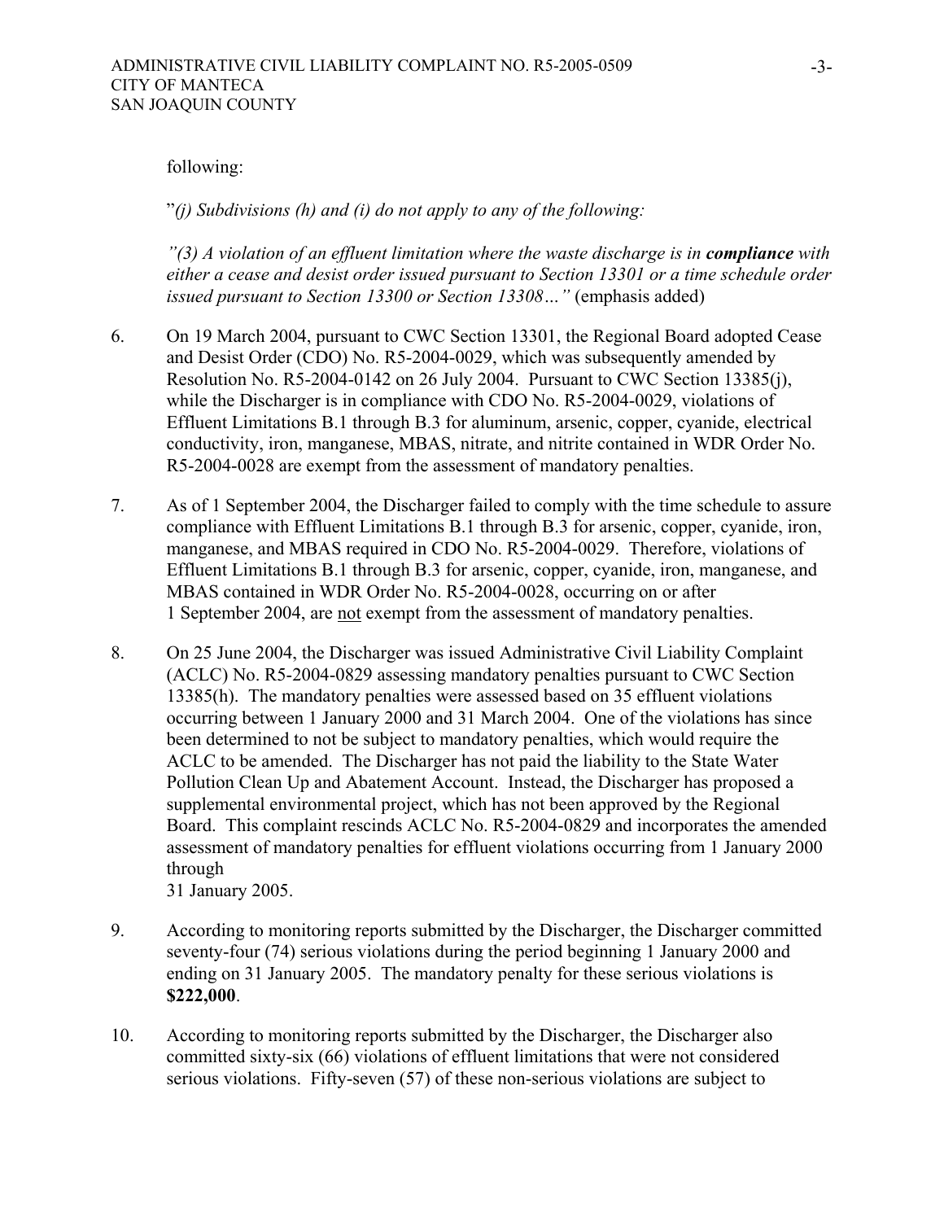following:

"*(j) Subdivisions (h) and (i) do not apply to any of the following:*

*"(3) A violation of an effluent limitation where the waste discharge is in **compliance** with either a cease and desist order issued pursuant to Section 13301 or a time schedule order issued pursuant to Section 13300 or Section 13308…"* (emphasis added)

6. On 19 March 2004, pursuant to CWC Section 13301, the Regional Board adopted Cease and Desist Order (CDO) No. R5-2004-0029, which was subsequently amended by Resolution No. R5-2004-0142 on 26 July 2004. Pursuant to CWC Section 13385(j), while the Discharger is in compliance with CDO No. R5-2004-0029, violations of Effluent Limitations B.1 through B.3 for aluminum, arsenic, copper, cyanide, electrical conductivity, iron, manganese, MBAS, nitrate, and nitrite contained in WDR Order No. R5-2004-0028 are exempt from the assessment of mandatory penalties.

7. As of 1 September 2004, the Discharger failed to comply with the time schedule to assure compliance with Effluent Limitations B.1 through B.3 for arsenic, copper, cyanide, iron, manganese, and MBAS required in CDO No. R5-2004-0029. Therefore, violations of Effluent Limitations B.1 through B.3 for arsenic, copper, cyanide, iron, manganese, and MBAS contained in WDR Order No. R5-2004-0028, occurring on or after 1 September 2004, are not exempt from the assessment of mandatory penalties.

8. On 25 June 2004, the Discharger was issued Administrative Civil Liability Complaint (ACLC) No. R5-2004-0829 assessing mandatory penalties pursuant to CWC Section 13385(h). The mandatory penalties were assessed based on 35 effluent violations occurring between 1 January 2000 and 31 March 2004. One of the violations has since been determined to not be subject to mandatory penalties, which would require the ACLC to be amended. The Discharger has not paid the liability to the State Water Pollution Clean Up and Abatement Account. Instead, the Discharger has proposed a supplemental environmental project, which has not been approved by the Regional Board. This complaint rescinds ACLC No. R5-2004-0829 and incorporates the amended assessment of mandatory penalties for effluent violations occurring from 1 January 2000 through 31 January 2005.

9. According to monitoring reports submitted by the Discharger, the Discharger committed seventy-four (74) serious violations during the period beginning 1 January 2000 and ending on 31 January 2005. The mandatory penalty for these serious violations is **$222,000**.

10. According to monitoring reports submitted by the Discharger, the Discharger also committed sixty-six (66) violations of effluent limitations that were not considered serious violations. Fifty-seven (57) of these non-serious violations are subject to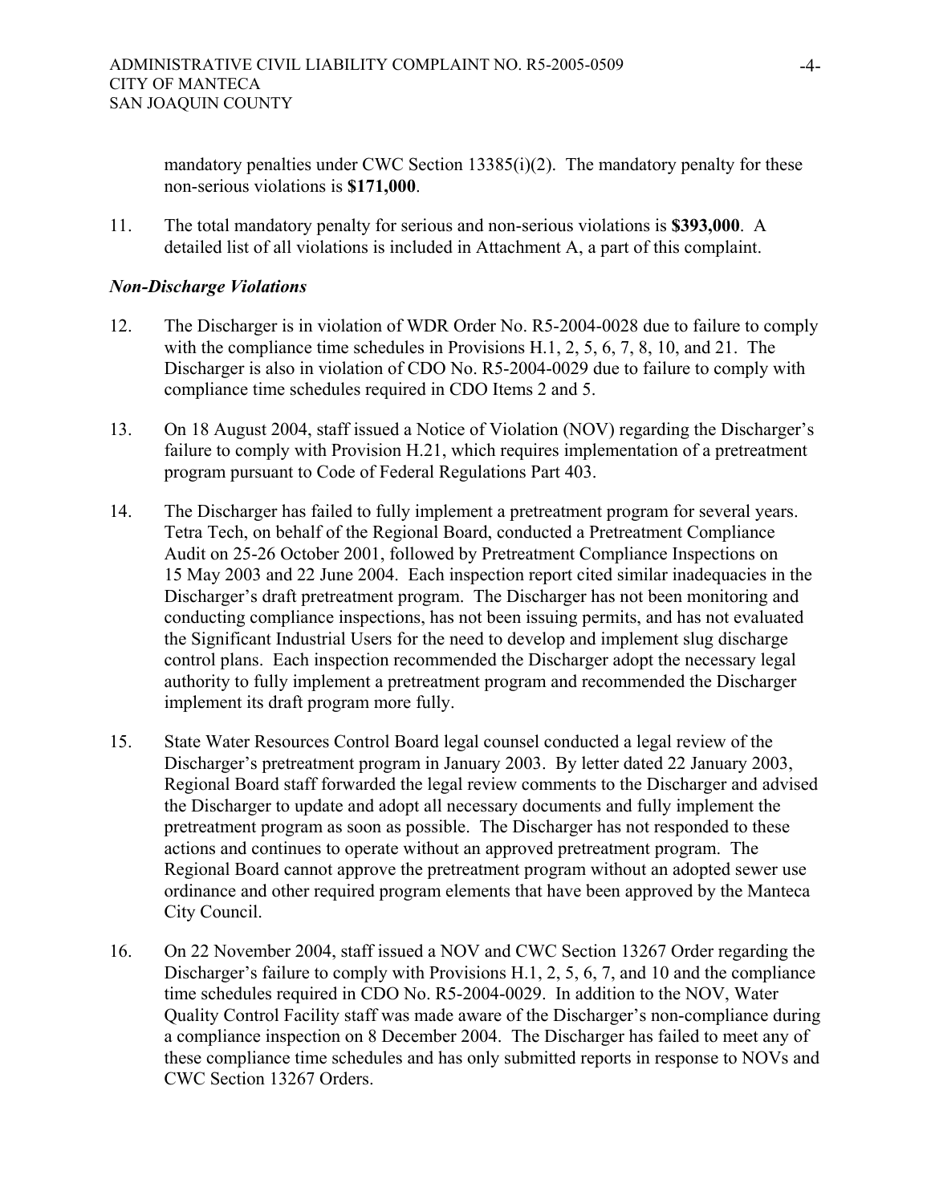mandatory penalties under CWC Section 13385(i)(2). The mandatory penalty for these non-serious violations is **$171,000**.

11. The total mandatory penalty for serious and non-serious violations is **$393,000**. A detailed list of all violations is included in Attachment A, a part of this complaint.

***Non-Discharge Violations***

12. The Discharger is in violation of WDR Order No. R5-2004-0028 due to failure to comply with the compliance time schedules in Provisions H.1, 2, 5, 6, 7, 8, 10, and 21. The Discharger is also in violation of CDO No. R5-2004-0029 due to failure to comply with compliance time schedules required in CDO Items 2 and 5.

13. On 18 August 2004, staff issued a Notice of Violation (NOV) regarding the Discharger's failure to comply with Provision H.21, which requires implementation of a pretreatment program pursuant to Code of Federal Regulations Part 403.

14. The Discharger has failed to fully implement a pretreatment program for several years. Tetra Tech, on behalf of the Regional Board, conducted a Pretreatment Compliance Audit on 25-26 October 2001, followed by Pretreatment Compliance Inspections on 15 May 2003 and 22 June 2004. Each inspection report cited similar inadequacies in the Discharger's draft pretreatment program. The Discharger has not been monitoring and conducting compliance inspections, has not been issuing permits, and has not evaluated the Significant Industrial Users for the need to develop and implement slug discharge control plans. Each inspection recommended the Discharger adopt the necessary legal authority to fully implement a pretreatment program and recommended the Discharger implement its draft program more fully.

15. State Water Resources Control Board legal counsel conducted a legal review of the Discharger's pretreatment program in January 2003. By letter dated 22 January 2003, Regional Board staff forwarded the legal review comments to the Discharger and advised the Discharger to update and adopt all necessary documents and fully implement the pretreatment program as soon as possible. The Discharger has not responded to these actions and continues to operate without an approved pretreatment program. The Regional Board cannot approve the pretreatment program without an adopted sewer use ordinance and other required program elements that have been approved by the Manteca City Council.

16. On 22 November 2004, staff issued a NOV and CWC Section 13267 Order regarding the Discharger's failure to comply with Provisions H.1, 2, 5, 6, 7, and 10 and the compliance time schedules required in CDO No. R5-2004-0029. In addition to the NOV, Water Quality Control Facility staff was made aware of the Discharger's non-compliance during a compliance inspection on 8 December 2004. The Discharger has failed to meet any of these compliance time schedules and has only submitted reports in response to NOVs and CWC Section 13267 Orders.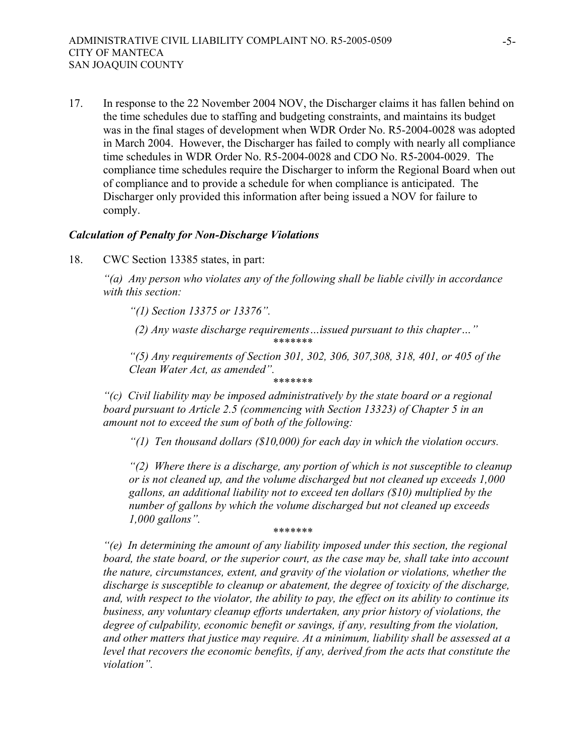17. In response to the 22 November 2004 NOV, the Discharger claims it has fallen behind on the time schedules due to staffing and budgeting constraints, and maintains its budget was in the final stages of development when WDR Order No. R5-2004-0028 was adopted in March 2004. However, the Discharger has failed to comply with nearly all compliance time schedules in WDR Order No. R5-2004-0028 and CDO No. R5-2004-0029. The compliance time schedules require the Discharger to inform the Regional Board when out of compliance and to provide a schedule for when compliance is anticipated. The Discharger only provided this information after being issued a NOV for failure to comply.

***Calculation of Penalty for Non-Discharge Violations***

18. CWC Section 13385 states, in part:

    *"(a) Any person who violates any of the following shall be liable civilly in accordance with this section:*

    *"(1) Section 13375 or 13376".*

    *(2) Any waste discharge requirements…issued pursuant to this chapter…"*

    *******

    *"(5) Any requirements of Section 301, 302, 306, 307,308, 318, 401, or 405 of the Clean Water Act, as amended".*

    *******

    *"(c) Civil liability may be imposed administratively by the state board or a regional board pursuant to Article 2.5 (commencing with Section 13323) of Chapter 5 in an amount not to exceed the sum of both of the following:*

    *"(1) Ten thousand dollars ($10,000) for each day in which the violation occurs.*

    *"(2) Where there is a discharge, any portion of which is not susceptible to cleanup or is not cleaned up, and the volume discharged but not cleaned up exceeds 1,000 gallons, an additional liability not to exceed ten dollars ($10) multiplied by the number of gallons by which the volume discharged but not cleaned up exceeds 1,000 gallons".*

    *******

    *"(e) In determining the amount of any liability imposed under this section, the regional board, the state board, or the superior court, as the case may be, shall take into account the nature, circumstances, extent, and gravity of the violation or violations, whether the discharge is susceptible to cleanup or abatement, the degree of toxicity of the discharge, and, with respect to the violator, the ability to pay, the effect on its ability to continue its business, any voluntary cleanup efforts undertaken, any prior history of violations, the degree of culpability, economic benefit or savings, if any, resulting from the violation, and other matters that justice may require. At a minimum, liability shall be assessed at a level that recovers the economic benefits, if any, derived from the acts that constitute the violation".*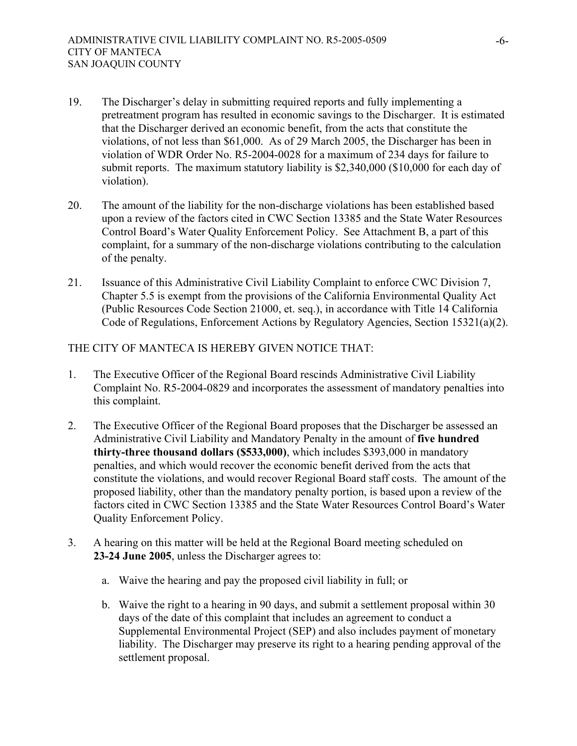19. The Discharger's delay in submitting required reports and fully implementing a pretreatment program has resulted in economic savings to the Discharger. It is estimated that the Discharger derived an economic benefit, from the acts that constitute the violations, of not less than $61,000. As of 29 March 2005, the Discharger has been in violation of WDR Order No. R5-2004-0028 for a maximum of 234 days for failure to submit reports. The maximum statutory liability is $2,340,000 ($10,000 for each day of violation).

20. The amount of the liability for the non-discharge violations has been established based upon a review of the factors cited in CWC Section 13385 and the State Water Resources Control Board's Water Quality Enforcement Policy. See Attachment B, a part of this complaint, for a summary of the non-discharge violations contributing to the calculation of the penalty.

21. Issuance of this Administrative Civil Liability Complaint to enforce CWC Division 7, Chapter 5.5 is exempt from the provisions of the California Environmental Quality Act (Public Resources Code Section 21000, et. seq.), in accordance with Title 14 California Code of Regulations, Enforcement Actions by Regulatory Agencies, Section 15321(a)(2).

THE CITY OF MANTECA IS HEREBY GIVEN NOTICE THAT:

1. The Executive Officer of the Regional Board rescinds Administrative Civil Liability Complaint No. R5-2004-0829 and incorporates the assessment of mandatory penalties into this complaint.

2. The Executive Officer of the Regional Board proposes that the Discharger be assessed an Administrative Civil Liability and Mandatory Penalty in the amount of **five hundred thirty-three thousand dollars ($533,000)**, which includes $393,000 in mandatory penalties, and which would recover the economic benefit derived from the acts that constitute the violations, and would recover Regional Board staff costs. The amount of the proposed liability, other than the mandatory penalty portion, is based upon a review of the factors cited in CWC Section 13385 and the State Water Resources Control Board's Water Quality Enforcement Policy.

3. A hearing on this matter will be held at the Regional Board meeting scheduled on **23-24 June 2005**, unless the Discharger agrees to:

   a. Waive the hearing and pay the proposed civil liability in full; or

   b. Waive the right to a hearing in 90 days, and submit a settlement proposal within 30 days of the date of this complaint that includes an agreement to conduct a Supplemental Environmental Project (SEP) and also includes payment of monetary liability. The Discharger may preserve its right to a hearing pending approval of the settlement proposal.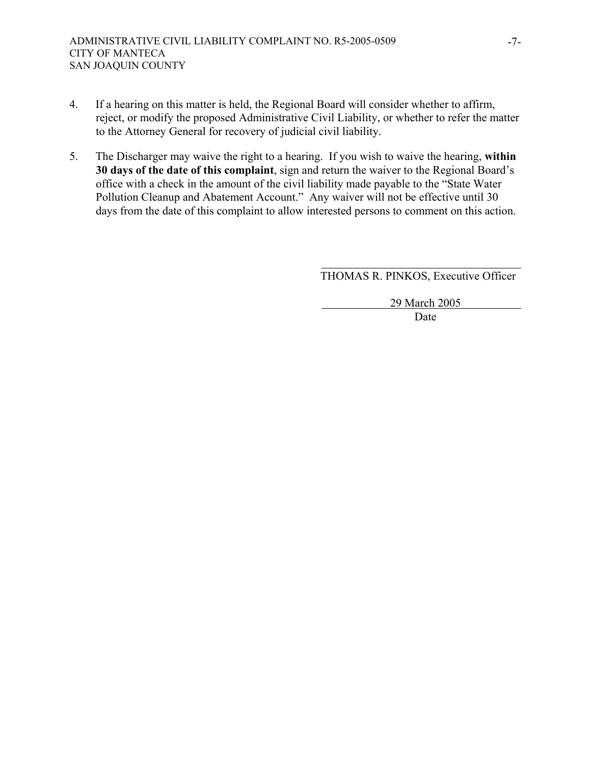4. If a hearing on this matter is held, the Regional Board will consider whether to affirm, reject, or modify the proposed Administrative Civil Liability, or whether to refer the matter to the Attorney General for recovery of judicial civil liability.

5. The Discharger may waive the right to a hearing. If you wish to waive the hearing, **within 30 days of the date of this complaint**, sign and return the waiver to the Regional Board's office with a check in the amount of the civil liability made payable to the "State Water Pollution Cleanup and Abatement Account." Any waiver will not be effective until 30 days from the date of this complaint to allow interested persons to comment on this action.

THOMAS R. PINKOS, Executive Officer

29 March 2005

Date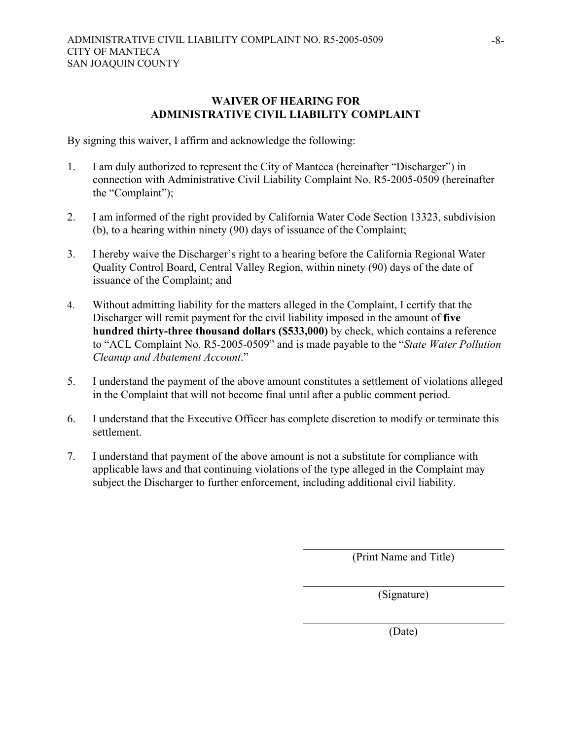## WAIVER OF HEARING FOR ADMINISTRATIVE CIVIL LIABILITY COMPLAINT

By signing this waiver, I affirm and acknowledge the following:

1. I am duly authorized to represent the City of Manteca (hereinafter "Discharger") in connection with Administrative Civil Liability Complaint No. R5-2005-0509 (hereinafter the "Complaint");

2. I am informed of the right provided by California Water Code Section 13323, subdivision (b), to a hearing within ninety (90) days of issuance of the Complaint;

3. I hereby waive the Discharger's right to a hearing before the California Regional Water Quality Control Board, Central Valley Region, within ninety (90) days of the date of issuance of the Complaint; and

4. Without admitting liability for the matters alleged in the Complaint, I certify that the Discharger will remit payment for the civil liability imposed in the amount of **five hundred thirty-three thousand dollars ($533,000)** by check, which contains a reference to "ACL Complaint No. R5-2005-0509" and is made payable to the "*State Water Pollution Cleanup and Abatement Account*."

5. I understand the payment of the above amount constitutes a settlement of violations alleged in the Complaint that will not become final until after a public comment period.

6. I understand that the Executive Officer has complete discretion to modify or terminate this settlement.

7. I understand that payment of the above amount is not a substitute for compliance with applicable laws and that continuing violations of the type alleged in the Complaint may subject the Discharger to further enforcement, including additional civil liability.

\_\_\_\_\_\_\_\_\_\_\_\_\_\_\_\_\_\_\_\_\_\_\_\_\_\_\_\_\_\_\_\_\_\_\_\_\_\_\_\_

(Print Name and Title)

\_\_\_\_\_\_\_\_\_\_\_\_\_\_\_\_\_\_\_\_\_\_\_\_\_\_\_\_\_\_\_\_\_\_\_\_\_\_\_\_

(Signature)

\_\_\_\_\_\_\_\_\_\_\_\_\_\_\_\_\_\_\_\_\_\_\_\_\_\_\_\_\_\_\_\_\_\_\_\_\_\_\_\_

(Date)